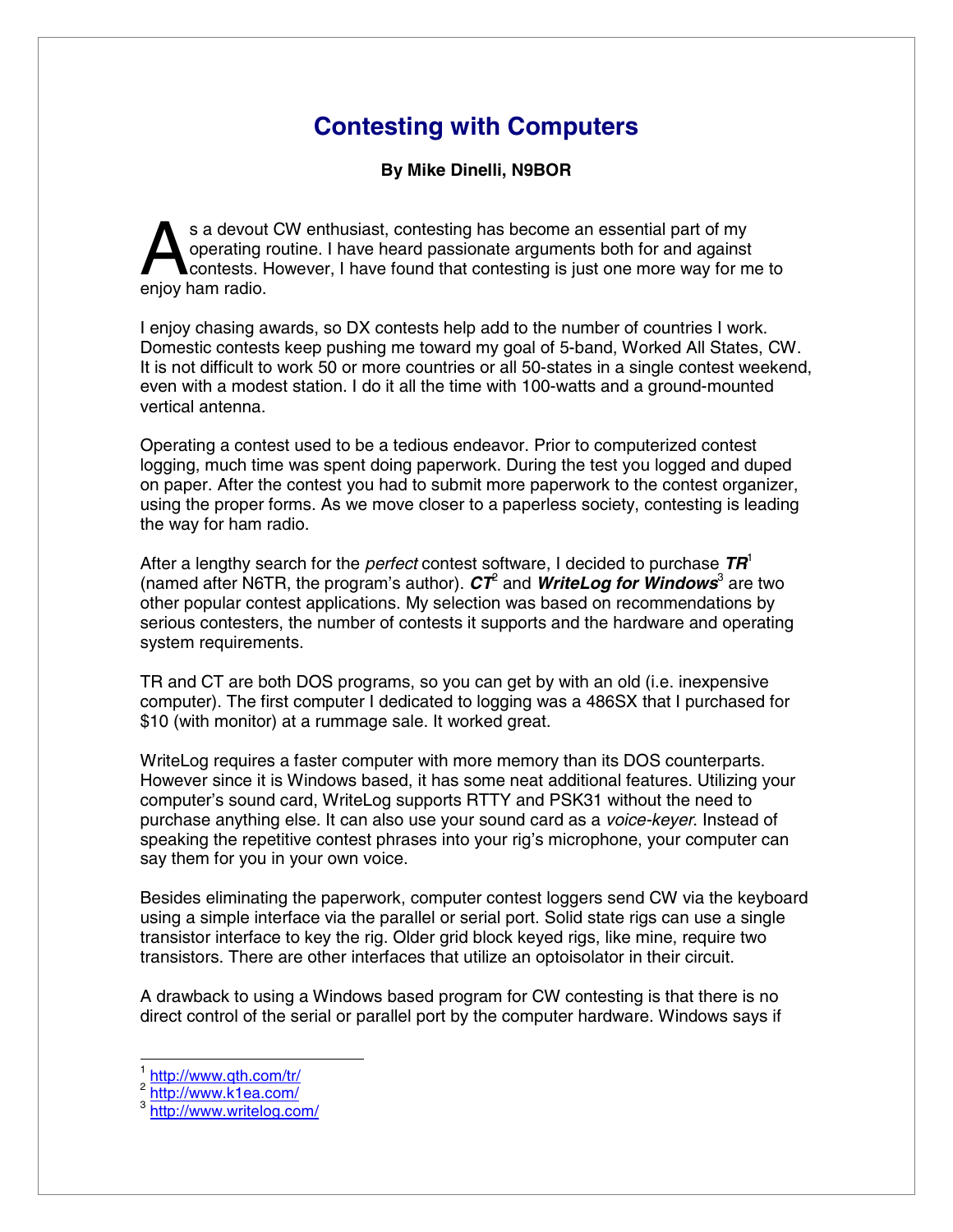# Contesting with Computers

**By Mike Dinelli, N9BOR**

As a devout CW enthusiast, contesting has become an essential part of my operating routine. I have heard passionate arguments both for and against contests. However, I have found that contesting is just one more way for me to enjoy ham radio.

I enjoy chasing awards, so DX contests help add to the number of countries I work. Domestic contests keep pushing me toward my goal of 5-band, Worked All States, CW. It is not difficult to work 50 or more countries or all 50-states in a single contest weekend, even with a modest station. I do it all the time with 100-watts and a ground-mounted vertical antenna.

Operating a contest used to be a tedious endeavor. Prior to computerized contest logging, much time was spent doing paperwork. During the test you logged and duped on paper. After the contest you had to submit more paperwork to the contest organizer, using the proper forms. As we move closer to a paperless society, contesting is leading the way for ham radio.

After a lengthy search for the *perfect* contest software, I decided to purchase ***TR***[1] (named after N6TR, the program's author). ***CT***[2] and ***WriteLog for Windows***[3] are two other popular contest applications. My selection was based on recommendations by serious contesters, the number of contests it supports and the hardware and operating system requirements.

TR and CT are both DOS programs, so you can get by with an old (i.e. inexpensive computer). The first computer I dedicated to logging was a 486SX that I purchased for $10 (with monitor) at a rummage sale. It worked great.

WriteLog requires a faster computer with more memory than its DOS counterparts. However since it is Windows based, it has some neat additional features. Utilizing your computer's sound card, WriteLog supports RTTY and PSK31 without the need to purchase anything else. It can also use your sound card as a *voice-keyer*. Instead of speaking the repetitive contest phrases into your rig's microphone, your computer can say them for you in your own voice.

Besides eliminating the paperwork, computer contest loggers send CW via the keyboard using a simple interface via the parallel or serial port. Solid state rigs can use a single transistor interface to key the rig. Older grid block keyed rigs, like mine, require two transistors. There are other interfaces that utilize an optoisolator in their circuit.

A drawback to using a Windows based program for CW contesting is that there is no direct control of the serial or parallel port by the computer hardware. Windows says if

---

[1] http://www.qth.com/tr/

[2] http://www.k1ea.com/

[3] http://www.writelog.com/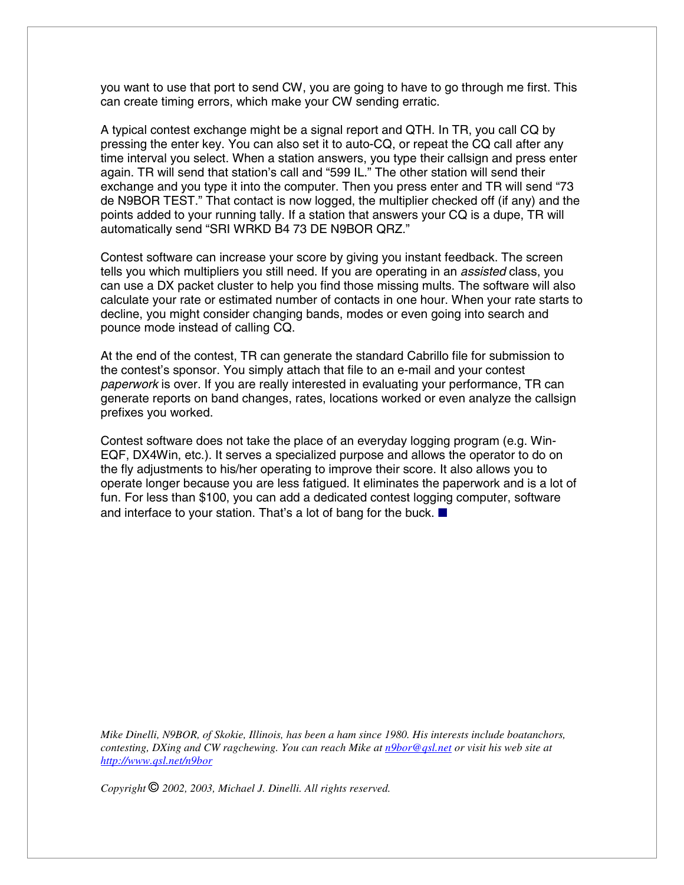you want to use that port to send CW, you are going to have to go through me first. This can create timing errors, which make your CW sending erratic.

A typical contest exchange might be a signal report and QTH. In TR, you call CQ by pressing the enter key. You can also set it to auto-CQ, or repeat the CQ call after any time interval you select. When a station answers, you type their callsign and press enter again. TR will send that station's call and "599 IL." The other station will send their exchange and you type it into the computer. Then you press enter and TR will send "73 de N9BOR TEST." That contact is now logged, the multiplier checked off (if any) and the points added to your running tally. If a station that answers your CQ is a dupe, TR will automatically send "SRI WRKD B4 73 DE N9BOR QRZ."

Contest software can increase your score by giving you instant feedback. The screen tells you which multipliers you still need. If you are operating in an *assisted* class, you can use a DX packet cluster to help you find those missing mults. The software will also calculate your rate or estimated number of contacts in one hour. When your rate starts to decline, you might consider changing bands, modes or even going into search and pounce mode instead of calling CQ.

At the end of the contest, TR can generate the standard Cabrillo file for submission to the contest's sponsor. You simply attach that file to an e-mail and your contest *paperwork* is over. If you are really interested in evaluating your performance, TR can generate reports on band changes, rates, locations worked or even analyze the callsign prefixes you worked.

Contest software does not take the place of an everyday logging program (e.g. Win-EQF, DX4Win, etc.). It serves a specialized purpose and allows the operator to do on the fly adjustments to his/her operating to improve their score. It also allows you to operate longer because you are less fatigued. It eliminates the paperwork and is a lot of fun. For less than $100, you can add a dedicated contest logging computer, software and interface to your station. That's a lot of bang for the buck. ■

*Mike Dinelli, N9BOR, of Skokie, Illinois, has been a ham since 1980. His interests include boatanchors, contesting, DXing and CW ragchewing. You can reach Mike at [n9bor@qsl.net](mailto:n9bor@qsl.net) or visit his web site at [http://www.qsl.net/n9bor](http://www.qsl.net/n9bor)*

*Copyright © 2002, 2003, Michael J. Dinelli. All rights reserved.*